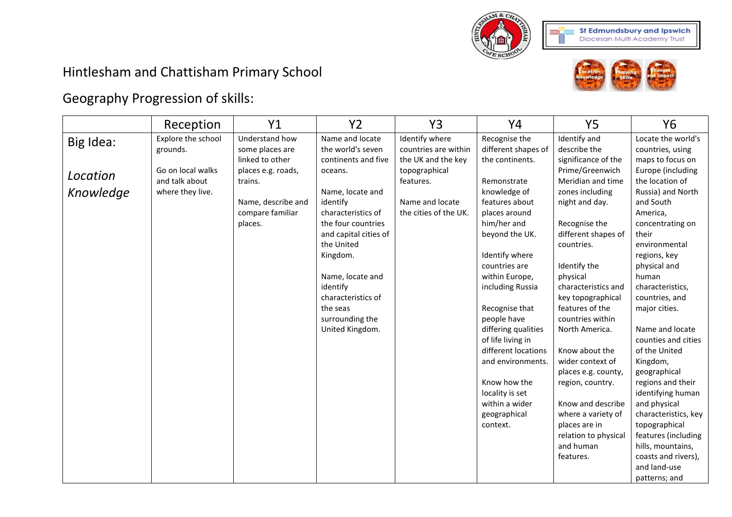# Hintlesham and Chattisham Primary School

## Geography Progression of skills:

| | Reception | Y1 | Y2 | Y3 | Y4 | Y5 | Y6 |
|---|---|---|---|---|---|---|---|
| Big Idea: *Location Knowledge* | Explore the school grounds.<br><br>Go on local walks and talk about where they live. | Understand how some places are linked to other places e.g. roads, trains.<br><br>Name, describe and compare familiar places. | Name and locate the world's seven continents and five oceans.<br><br>Name, locate and identify characteristics of the four countries and capital cities of the United Kingdom.<br><br>Name, locate and identify characteristics of the seas surrounding the United Kingdom. | Identify where countries are within the UK and the key topographical features.<br><br>Name and locate the cities of the UK. | Recognise the different shapes of the continents.<br><br>Remonstrate knowledge of features about places around him/her and beyond the UK.<br><br>Identify where countries are within Europe, including Russia<br><br>Recognise that people have differing qualities of life living in different locations and environments.<br><br>Know how the locality is set within a wider geographical context. | Identify and describe the significance of the Prime/Greenwich Meridian and time zones including night and day.<br><br>Recognise the different shapes of countries.<br><br>Identify the physical characteristics and key topographical features of the countries within North America.<br><br>Know about the wider context of places e.g. county, region, country.<br><br>Know and describe where a variety of places are in relation to physical and human features. | Locate the world's countries, using maps to focus on Europe (including the location of Russia) and North and South America, concentrating on their environmental regions, key physical and human characteristics, countries, and major cities.<br><br>Name and locate counties and cities of the United Kingdom, geographical regions and their identifying human and physical characteristics, key topographical features (including hills, mountains, coasts and rivers), and land-use patterns; and |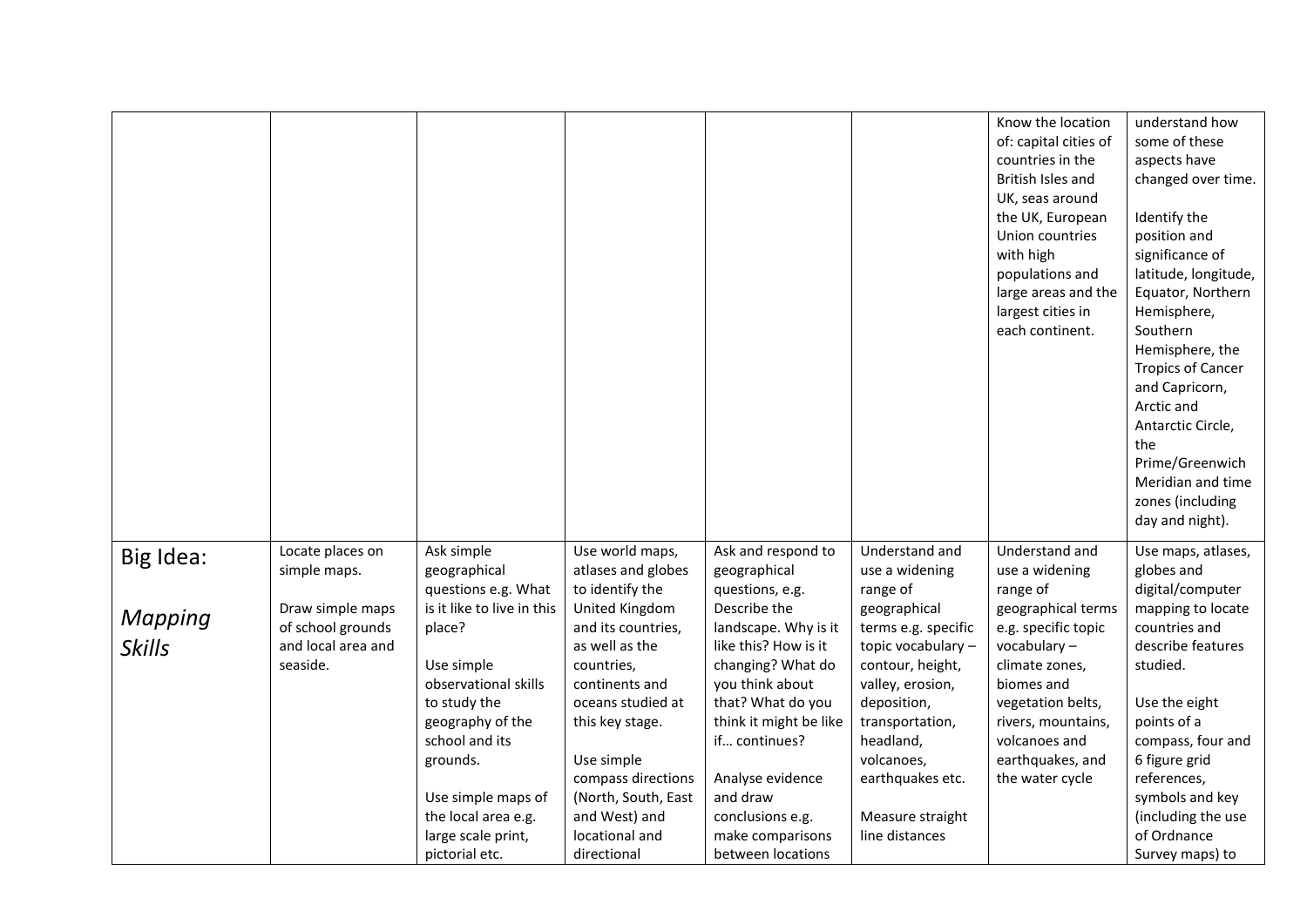| | | | | | | | |
|---|---|---|---|---|---|---|---|
| | | | | | | Know the location of: capital cities of countries in the British Isles and UK, seas around the UK, European Union countries with high populations and large areas and the largest cities in each continent. | understand how some of these aspects have changed over time.<br><br>Identify the position and significance of latitude, longitude, Equator, Northern Hemisphere, Southern Hemisphere, the Tropics of Cancer and Capricorn, Arctic and Antarctic Circle, the Prime/Greenwich Meridian and time zones (including day and night). |
| Big Idea:<br><br>*Mapping Skills* | Locate places on simple maps.<br><br>Draw simple maps of school grounds and local area and seaside. | Ask simple geographical questions e.g. What is it like to live in this place?<br><br>Use simple observational skills to study the geography of the school and its grounds.<br><br>Use simple maps of the local area e.g. large scale print, pictorial etc. | Use world maps, atlases and globes to identify the United Kingdom and its countries, as well as the countries, continents and oceans studied at this key stage.<br><br>Use simple compass directions (North, South, East and West) and locational and directional | Ask and respond to geographical questions, e.g. Describe the landscape. Why is it like this? How is it changing? What do you think about that? What do you think it might be like if… continues?<br><br>Analyse evidence and draw conclusions e.g. make comparisons between locations | Understand and use a widening range of geographical terms e.g. specific topic vocabulary – contour, height, valley, erosion, deposition, transportation, headland, volcanoes, earthquakes etc.<br><br>Measure straight line distances | Understand and use a widening range of geographical terms e.g. specific topic vocabulary – climate zones, biomes and vegetation belts, rivers, mountains, volcanoes and earthquakes, and the water cycle | Use maps, atlases, globes and digital/computer mapping to locate countries and describe features studied.<br><br>Use the eight points of a compass, four and 6 figure grid references, symbols and key (including the use of Ordnance Survey maps) to |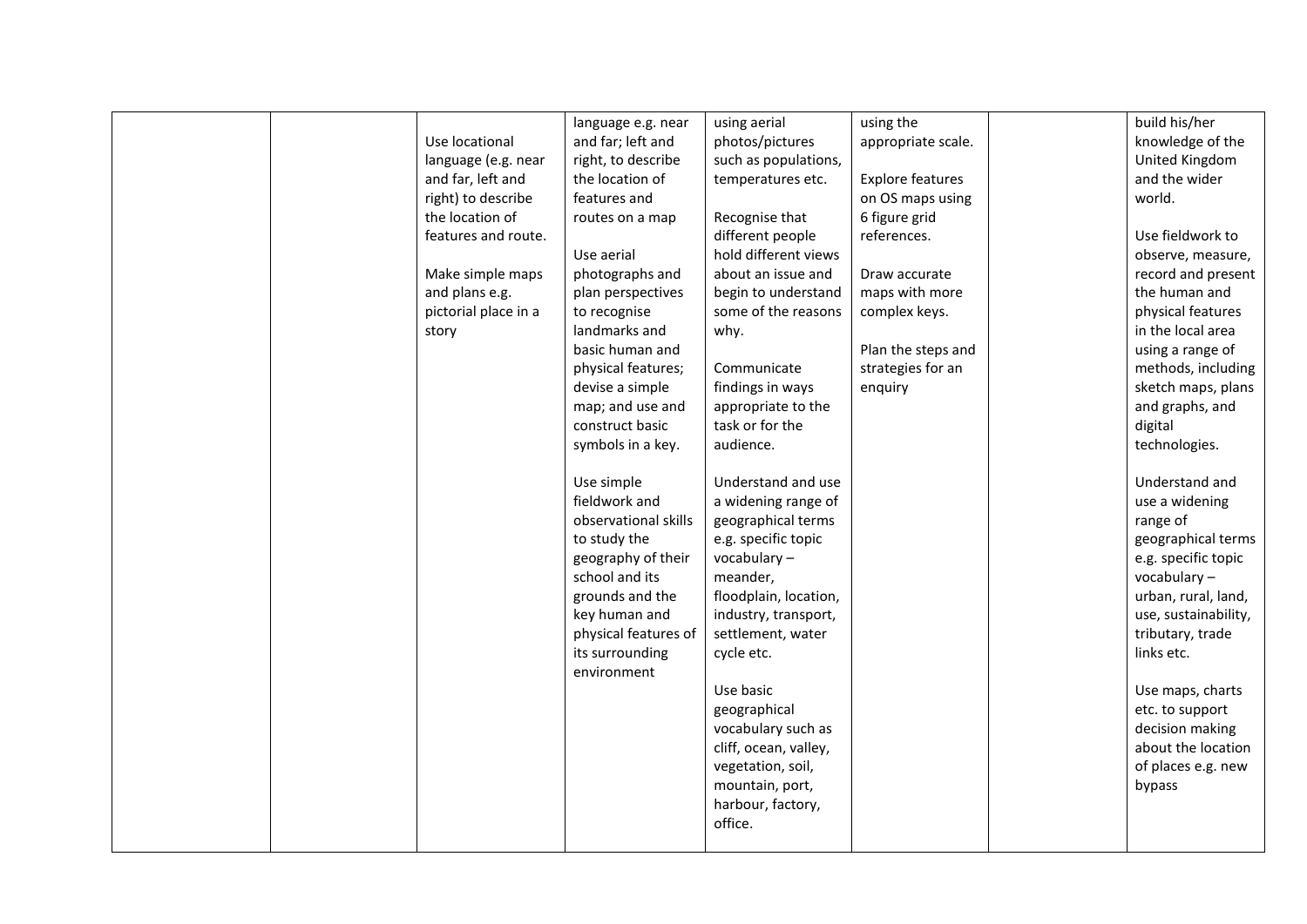| | | | | | | | |
|---|---|---|---|---|---|---|---|
| | | Use locational language (e.g. near and far, left and right) to describe the location of features and route.<br><br>Make simple maps and plans e.g. pictorial place in a story | language e.g. near and far; left and right, to describe the location of features and routes on a map<br><br>Use aerial photographs and plan perspectives to recognise landmarks and basic human and physical features; devise a simple map; and use and construct basic symbols in a key.<br><br>Use simple fieldwork and observational skills to study the geography of their school and its grounds and the key human and physical features of its surrounding environment | using aerial photos/pictures such as populations, temperatures etc.<br><br>Recognise that different people hold different views about an issue and begin to understand some of the reasons why.<br><br>Communicate findings in ways appropriate to the task or for the audience.<br><br>Understand and use a widening range of geographical terms e.g. specific topic vocabulary – meander, floodplain, location, industry, transport, settlement, water cycle etc.<br><br>Use basic geographical vocabulary such as cliff, ocean, valley, vegetation, soil, mountain, port, harbour, factory, office. | using the appropriate scale.<br><br>Explore features on OS maps using 6 figure grid references.<br><br>Draw accurate maps with more complex keys.<br><br>Plan the steps and strategies for an enquiry | | build his/her knowledge of the United Kingdom and the wider world.<br><br>Use fieldwork to observe, measure, record and present the human and physical features in the local area using a range of methods, including sketch maps, plans and graphs, and digital technologies.<br><br>Understand and use a widening range of geographical terms e.g. specific topic vocabulary – urban, rural, land, use, sustainability, tributary, trade links etc.<br><br>Use maps, charts etc. to support decision making about the location of places e.g. new bypass |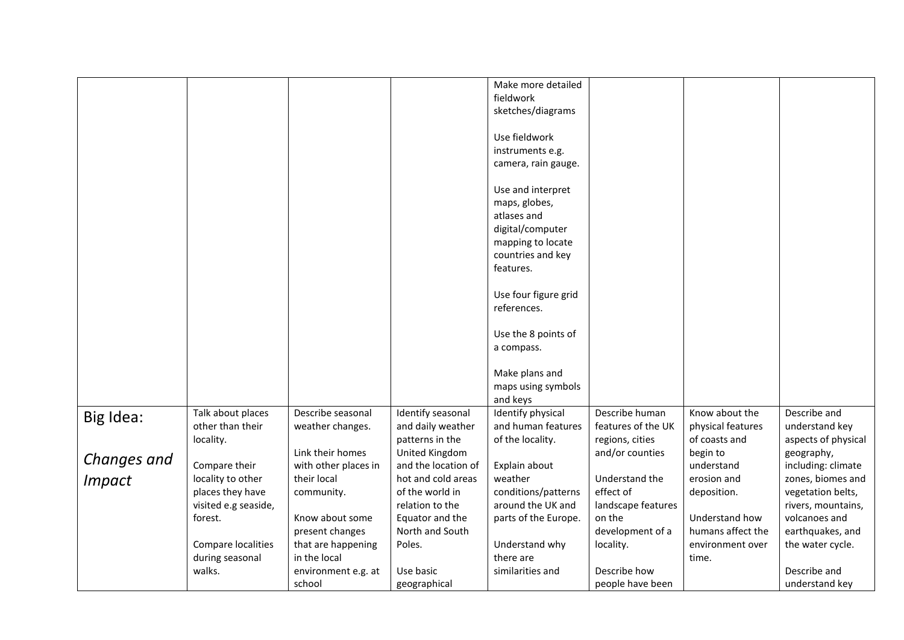| | | | | | | | |
|---|---|---|---|---|---|---|---|
| | | | | Make more detailed fieldwork sketches/diagrams<br><br>Use fieldwork instruments e.g. camera, rain gauge.<br><br>Use and interpret maps, globes, atlases and digital/computer mapping to locate countries and key features.<br><br>Use four figure grid references.<br><br>Use the 8 points of a compass.<br><br>Make plans and maps using symbols and keys | | | |
| Big Idea:<br><br>*Changes and Impact* | Talk about places other than their locality.<br><br>Compare their locality to other places they have visited e.g seaside, forest.<br><br>Compare localities during seasonal walks. | Describe seasonal weather changes.<br><br>Link their homes with other places in their local community.<br><br>Know about some present changes that are happening in the local environment e.g. at school | Identify seasonal and daily weather patterns in the United Kingdom and the location of hot and cold areas of the world in relation to the Equator and the North and South Poles.<br><br>Use basic geographical | Identify physical and human features of the locality.<br><br>Explain about weather conditions/patterns around the UK and parts of the Europe.<br><br>Understand why there are similarities and | Describe human features of the UK regions, cities and/or counties<br><br>Understand the effect of landscape features on the development of a locality.<br><br>Describe how people have been | Know about the physical features of coasts and begin to understand erosion and deposition.<br><br>Understand how humans affect the environment over time. | Describe and understand key aspects of physical geography, including: climate zones, biomes and vegetation belts, rivers, mountains, volcanoes and earthquakes, and the water cycle.<br><br>Describe and understand key |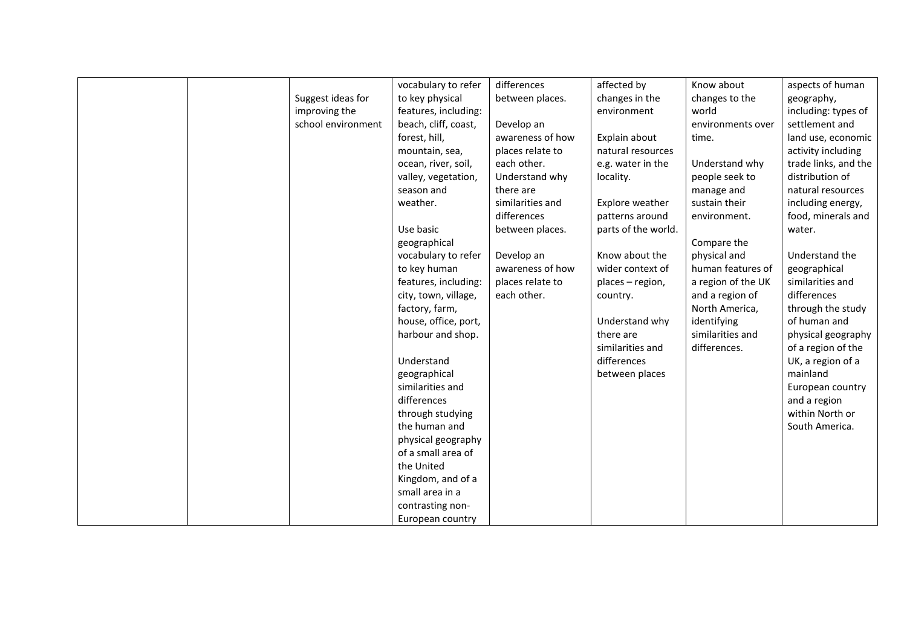| | | | | | | | |
|---|---|---|---|---|---|---|---|
| | | Suggest ideas for improving the school environment | vocabulary to refer to key physical features, including: beach, cliff, coast, forest, hill, mountain, sea, ocean, river, soil, valley, vegetation, season and weather.<br><br>Use basic geographical vocabulary to refer to key human features, including: city, town, village, factory, farm, house, office, port, harbour and shop.<br><br>Understand geographical similarities and differences through studying the human and physical geography of a small area of the United Kingdom, and of a small area in a contrasting non-European country | differences between places.<br><br>Develop an awareness of how places relate to each other. Understand why there are similarities and differences between places.<br><br>Develop an awareness of how places relate to each other. | affected by changes in the environment<br><br>Explain about natural resources e.g. water in the locality.<br><br>Explore weather patterns around parts of the world.<br><br>Know about the wider context of places – region, country.<br><br>Understand why there are similarities and differences between places | Know about changes to the world environments over time.<br><br>Understand why people seek to manage and sustain their environment.<br><br>Compare the physical and human features of a region of the UK and a region of North America, identifying similarities and differences. | aspects of human geography, including: types of settlement and land use, economic activity including trade links, and the distribution of natural resources including energy, food, minerals and water.<br><br>Understand the geographical similarities and differences through the study of human and physical geography of a region of the UK, a region of a mainland European country and a region within North or South America. |